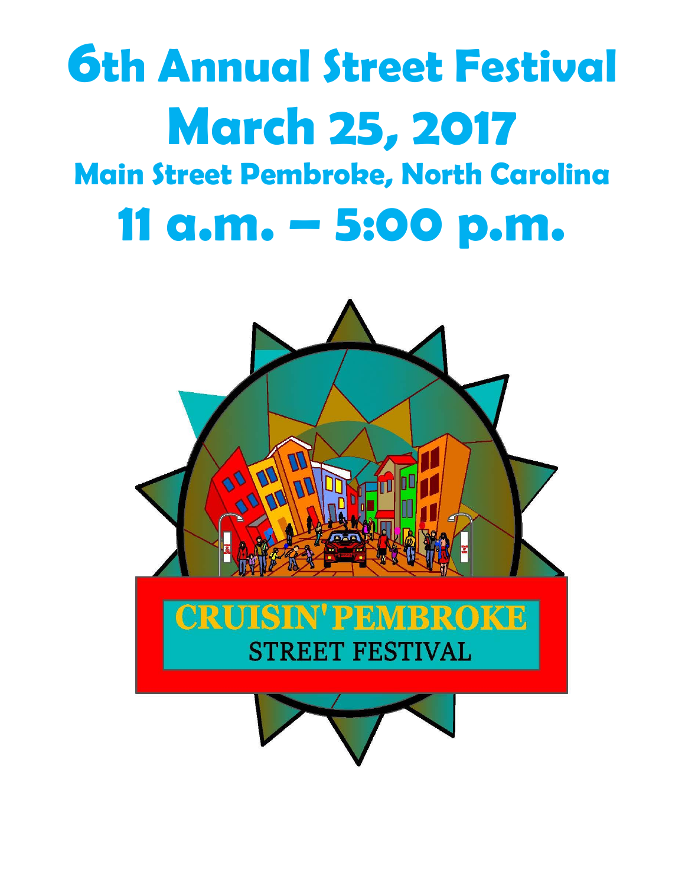# 6th Annual Street Festival

# March 25, 2017

## Main Street Pembroke, North Carolina

# 11 a.m. – 5:00 p.m.

CRUISIN' PEMBROKE

STREET FESTIVAL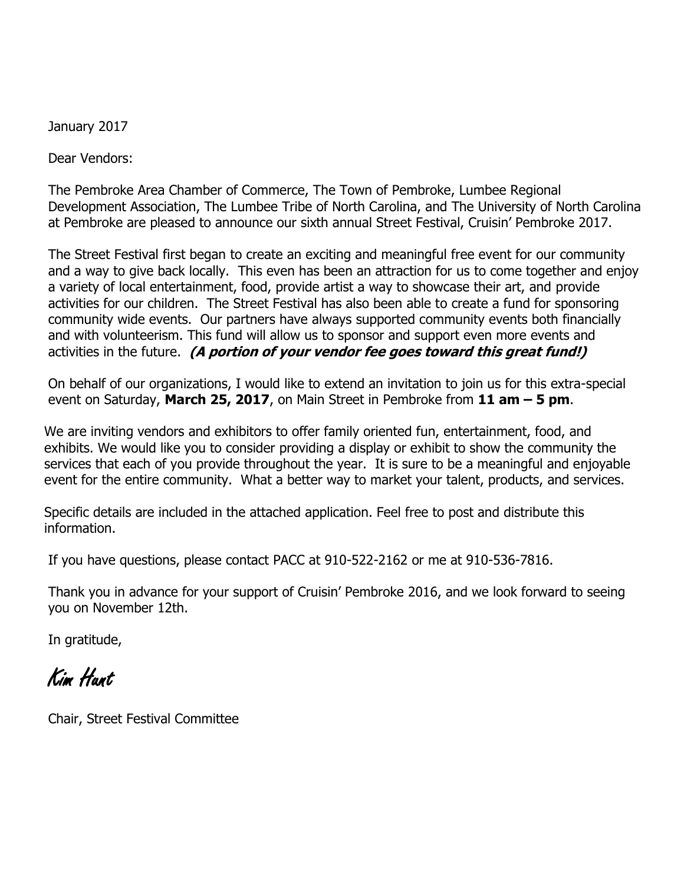January 2017

Dear Vendors:

The Pembroke Area Chamber of Commerce, The Town of Pembroke, Lumbee Regional Development Association, The Lumbee Tribe of North Carolina, and The University of North Carolina at Pembroke are pleased to announce our sixth annual Street Festival, Cruisin' Pembroke 2017.

The Street Festival first began to create an exciting and meaningful free event for our community and a way to give back locally. This even has been an attraction for us to come together and enjoy a variety of local entertainment, food, provide artist a way to showcase their art, and provide activities for our children. The Street Festival has also been able to create a fund for sponsoring community wide events. Our partners have always supported community events both financially and with volunteerism. This fund will allow us to sponsor and support even more events and activities in the future. ***(A portion of your vendor fee goes toward this great fund!)***

On behalf of our organizations, I would like to extend an invitation to join us for this extra-special event on Saturday, **March 25, 2017**, on Main Street in Pembroke from **11 am – 5 pm**.

We are inviting vendors and exhibitors to offer family oriented fun, entertainment, food, and exhibits. We would like you to consider providing a display or exhibit to show the community the services that each of you provide throughout the year. It is sure to be a meaningful and enjoyable event for the entire community. What a better way to market your talent, products, and services.

Specific details are included in the attached application. Feel free to post and distribute this information.

If you have questions, please contact PACC at 910-522-2162 or me at 910-536-7816.

Thank you in advance for your support of Cruisin' Pembroke 2016, and we look forward to seeing you on November 12th.

In gratitude,

Kim Hunt

Chair, Street Festival Committee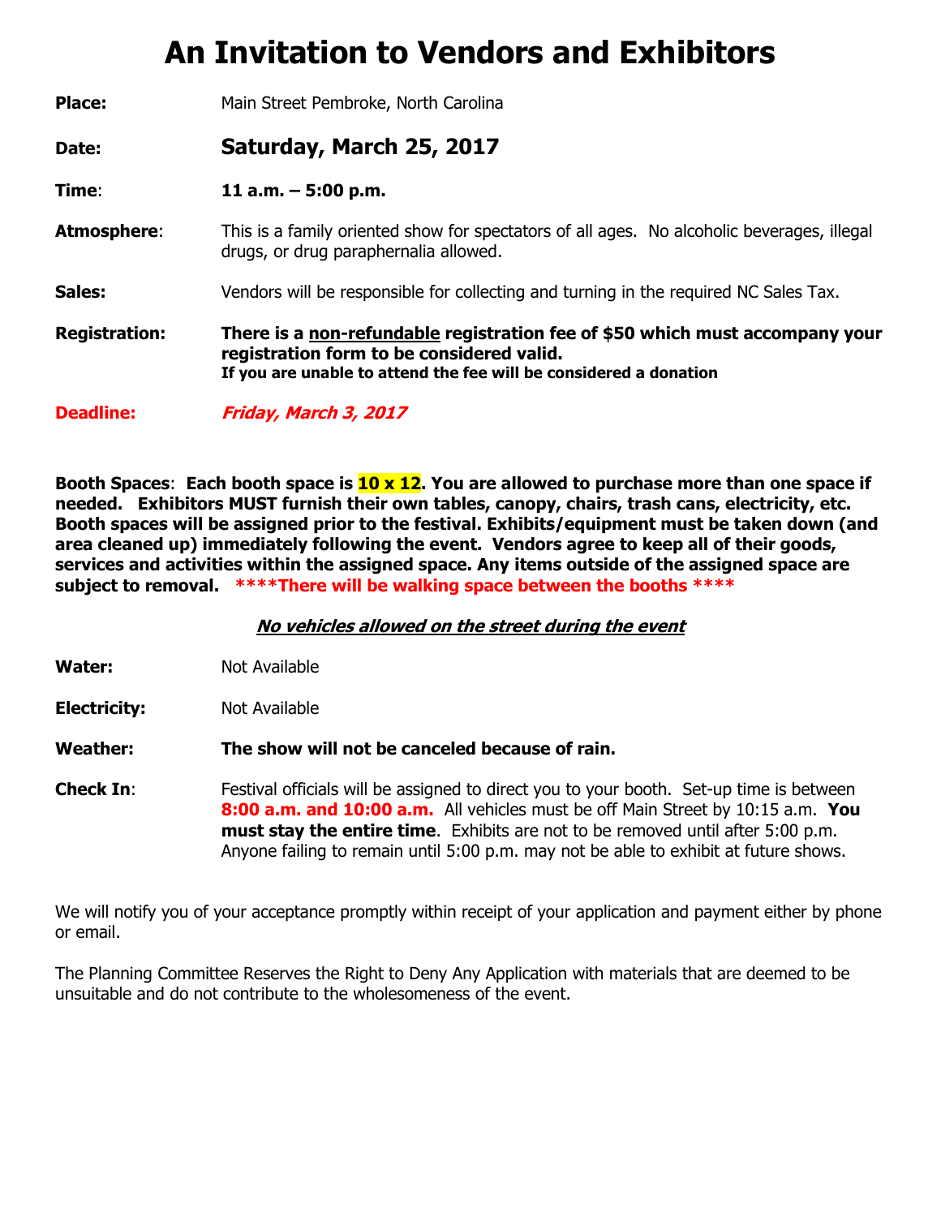// Invitation page: vendor/exhibitor details for Main Street Pembroke, NC
# An Invitation to Vendors and Exhibitors

**Place:** Main Street Pembroke, North Carolina

**Date:** **Saturday, March 25, 2017**

**Time**: **11 a.m. – 5:00 p.m.**

**Atmosphere**: This is a family oriented show for spectators of all ages. No alcoholic beverages, illegal drugs, or drug paraphernalia allowed.

**Sales:** Vendors will be responsible for collecting and turning in the required NC Sales Tax.

**Registration:** **There is a non-refundable registration fee of $50 which must accompany your registration form to be considered valid.**
**If you are unable to attend the fee will be considered a donation**

**Deadline:** ***Friday, March 3, 2017***

**Booth Spaces**: **Each booth space is 10 x 12. You are allowed to purchase more than one space if needed. Exhibitors MUST furnish their own tables, canopy, chairs, trash cans, electricity, etc. Booth spaces will be assigned prior to the festival. Exhibits/equipment must be taken down (and area cleaned up) immediately following the event. Vendors agree to keep all of their goods, services and activities within the assigned space. Any items outside of the assigned space are subject to removal. ****There will be walking space between the booths ****

***No vehicles allowed on the street during the event***

**Water:** Not Available

**Electricity:** Not Available

**Weather:** **The show will not be canceled because of rain.**

**Check In**: Festival officials will be assigned to direct you to your booth. Set-up time is between **8:00 a.m. and 10:00 a.m.** All vehicles must be off Main Street by 10:15 a.m. **You must stay the entire time**. Exhibits are not to be removed until after 5:00 p.m. Anyone failing to remain until 5:00 p.m. may not be able to exhibit at future shows.

We will notify you of your acceptance promptly within receipt of your application and payment either by phone or email.

The Planning Committee Reserves the Right to Deny Any Application with materials that are deemed to be unsuitable and do not contribute to the wholesomeness of the event.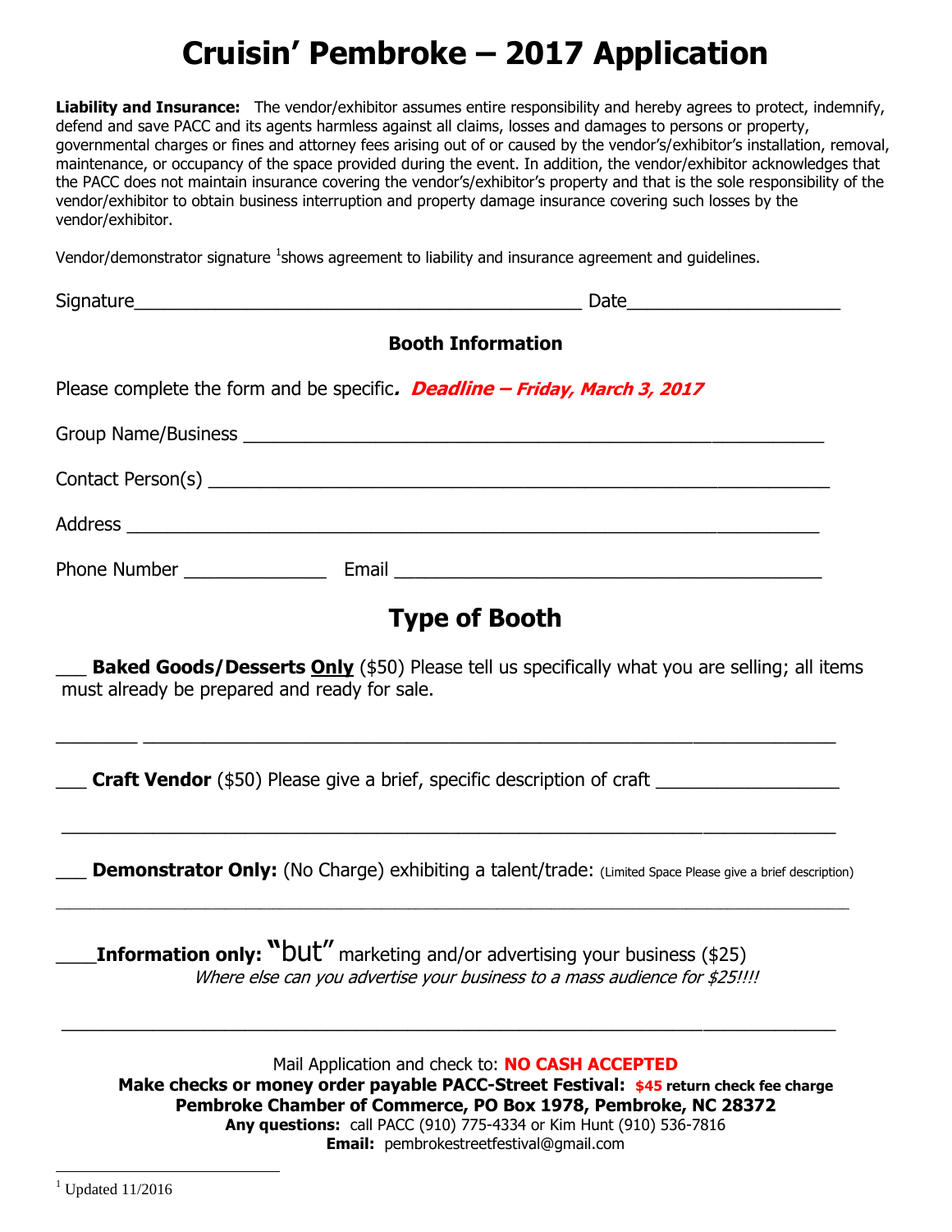# Cruisin' Pembroke – 2017 Application

**Liability and Insurance:** The vendor/exhibitor assumes entire responsibility and hereby agrees to protect, indemnify, defend and save PACC and its agents harmless against all claims, losses and damages to persons or property, governmental charges or fines and attorney fees arising out of or caused by the vendor's/exhibitor's installation, removal, maintenance, or occupancy of the space provided during the event. In addition, the vendor/exhibitor acknowledges that the PACC does not maintain insurance covering the vendor's/exhibitor's property and that is the sole responsibility of the vendor/exhibitor to obtain business interruption and property damage insurance covering such losses by the vendor/exhibitor.

Vendor/demonstrator signature [1]shows agreement to liability and insurance agreement and guidelines.

Signature_____________________________________________ Date_____________________

**Booth Information**

Please complete the form and be specific. ***Deadline – Friday, March 3, 2017***

Group Name/Business _________________________________________________________

Contact Person(s) ____________________________________________________________

Address ____________________________________________________________________

Phone Number ______________ Email __________________________________________

## Type of Booth

___ **Baked Goods/Desserts Only** ($50) Please tell us specifically what you are selling; all items must already be prepared and ready for sale.

________ ___________________________________________________________________

___ **Craft Vendor** ($50) Please give a brief, specific description of craft __________________

____________________________________________________________________________

___ **Demonstrator Only:** (No Charge) exhibiting a talent/trade: (Limited Space Please give a brief description)

____________________________________________________________________________

____**Information only:** "but" marketing and/or advertising your business ($25)

*Where else can you advertise your business to a mass audience for $25!!!!*

____________________________________________________________________________

Mail Application and check to: **NO CASH ACCEPTED**

**Make checks or money order payable PACC-Street Festival: $45 return check fee charge**

**Pembroke Chamber of Commerce, PO Box 1978, Pembroke, NC 28372**

**Any questions:** call PACC (910) 775-4334 or Kim Hunt (910) 536-7816

**Email:** pembrokestreetfestival@gmail.com

[1] Updated 11/2016